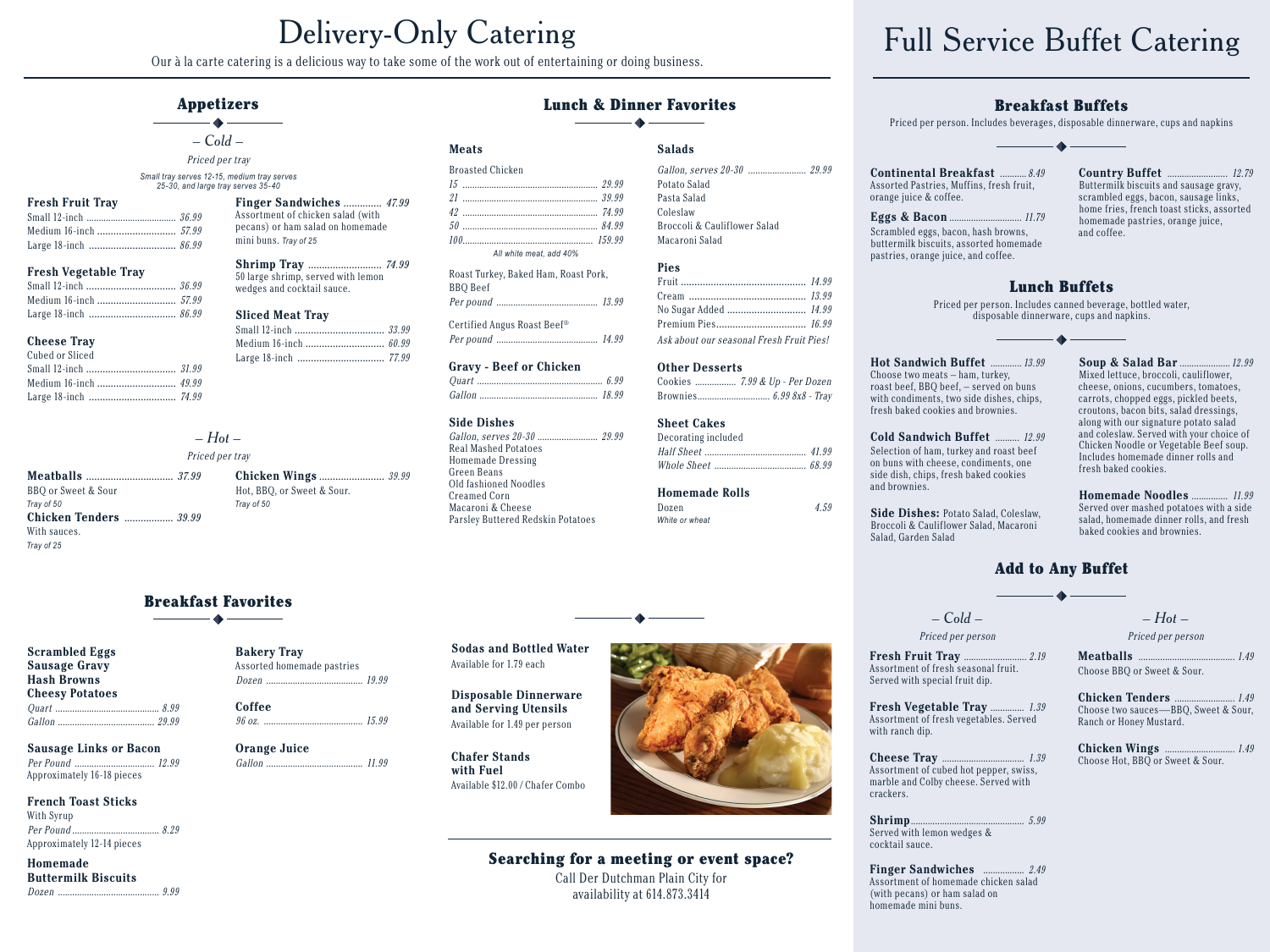# Delivery-Only Catering

Our à la carte catering is a delicious way to take some of the work out of entertaining or doing business.

## Appetizers

### – Cold –

*Priced per tray*

*Small tray serves 12-15, medium tray serves 25-30, and large tray serves 35-40*

**Fresh Fruit Tray**
- Small 12-inch ... 36.99
- Medium 16-inch ... 57.99
- Large 18-inch ... 86.99

**Fresh Vegetable Tray**
- Small 12-inch ... 36.99
- Medium 16-inch ... 57.99
- Large 18-inch ... 86.99

**Cheese Tray**
Cubed or Sliced
- Small 12-inch ... 31.99
- Medium 16-inch ... 49.99
- Large 18-inch ... 74.99

**Finger Sandwiches** ... 47.99
Assortment of chicken salad (with pecans) or ham salad on homemade mini buns. *Tray of 25*

**Shrimp Tray** ... 74.99
50 large shrimp, served with lemon wedges and cocktail sauce.

**Sliced Meat Tray**
- Small 12-inch ... 33.99
- Medium 16-inch ... 60.99
- Large 18-inch ... 77.99

### – Hot –

*Priced per tray*

**Meatballs** ... 37.99
BBQ or Sweet & Sour
*Tray of 50*

**Chicken Tenders** ... 39.99
With sauces.
*Tray of 25*

**Chicken Wings** ... 39.99
Hot, BBQ, or Sweet & Sour.
*Tray of 50*

## Breakfast Favorites

**Scrambled Eggs**
**Sausage Gravy**
**Hash Browns**
**Cheesy Potatoes**
- *Quart* ... 8.99
- *Gallon* ... 29.99

**Sausage Links or Bacon**
- *Per Pound* ... 12.99

Approximately 16-18 pieces

**French Toast Sticks**
With Syrup
- *Per Pound* ... 8.29

Approximately 12-14 pieces

**Homemade Buttermilk Biscuits**
- *Dozen* ... 9.99

**Bakery Tray**
Assorted homemade pastries
- *Dozen* ... 19.99

**Coffee**
- *96 oz.* ... 15.99

**Orange Juice**
- *Gallon* ... 11.99

## Lunch & Dinner Favorites

### Meats

Broasted Chicken
- *15* ... 29.99
- *21* ... 39.99
- *42* ... 74.99
- *50* ... 84.99
- *100* ... 159.99

*All white meat, add 40%*

Roast Turkey, Baked Ham, Roast Pork, BBQ Beef
- *Per pound* ... 13.99

Certified Angus Roast Beef®
- *Per pound* ... 14.99

### Gravy - Beef or Chicken
- *Quart* ... 6.99
- *Gallon* ... 18.99

### Side Dishes
*Gallon, serves 20-30* ... 29.99
- Real Mashed Potatoes
- Homemade Dressing
- Green Beans
- Old fashioned Noodles
- Creamed Corn
- Macaroni & Cheese
- Parsley Buttered Redskin Potatoes

### Salads
*Gallon, serves 20-30* ... 29.99
- Potato Salad
- Pasta Salad
- Coleslaw
- Broccoli & Cauliflower Salad
- Macaroni Salad

### Pies
- Fruit ... 14.99
- Cream ... 13.99
- No Sugar Added ... 14.99
- Premium Pies ... 16.99

*Ask about our seasonal Fresh Fruit Pies!*

### Other Desserts
- Cookies ... *7.99 & Up - Per Dozen*
- Brownies ... *6.99 8x8 - Tray*

### Sheet Cakes
Decorating included
- *Half Sheet* ... 41.99
- *Whole Sheet* ... 68.99

### Homemade Rolls
- Dozen ... 4.59

*White or wheat*

**Sodas and Bottled Water**
Available for 1.79 each

**Disposable Dinnerware and Serving Utensils**
Available for 1.49 per person

**Chafer Stands with Fuel**
Available $12.00 / Chafer Combo

## Searching for a meeting or event space?

Call Der Dutchman Plain City for availability at 614.873.3414

# Full Service Buffet Catering

## Breakfast Buffets

Priced per person. Includes beverages, disposable dinnerware, cups and napkins

**Continental Breakfast** ... 8.49
Assorted Pastries, Muffins, fresh fruit, orange juice & coffee.

**Eggs & Bacon** ... 11.79
Scrambled eggs, bacon, hash browns, buttermilk biscuits, assorted homemade pastries, orange juice, and coffee.

**Country Buffet** ... 12.79
Buttermilk biscuits and sausage gravy, scrambled eggs, bacon, sausage links, home fries, french toast sticks, assorted homemade pastries, orange juice, and coffee.

## Lunch Buffets

Priced per person. Includes canned beverage, bottled water, disposable dinnerware, cups and napkins.

**Hot Sandwich Buffet** ... 13.99
Choose two meats – ham, turkey, roast beef, BBQ beef, – served on buns with condiments, two side dishes, chips, fresh baked cookies and brownies.

**Cold Sandwich Buffet** ... 12.99
Selection of ham, turkey and roast beef on buns with cheese, condiments, one side dish, chips, fresh baked cookies and brownies.

**Side Dishes:** Potato Salad, Coleslaw, Broccoli & Cauliflower Salad, Macaroni Salad, Garden Salad

**Soup & Salad Bar** ... 12.99
Mixed lettuce, broccoli, cauliflower, cheese, onions, cucumbers, tomatoes, carrots, chopped eggs, pickled beets, croutons, bacon bits, salad dressings, along with our signature potato salad and coleslaw. Served with your choice of Chicken Noodle or Vegetable Beef soup. Includes homemade dinner rolls and fresh baked cookies.

**Homemade Noodles** ... 11.99
Served over mashed potatoes with a side salad, homemade dinner rolls, and fresh baked cookies and brownies.

## Add to Any Buffet

### – Cold –

*Priced per person*

**Fresh Fruit Tray** ... 2.19
Assortment of fresh seasonal fruit. Served with special fruit dip.

**Fresh Vegetable Tray** ... 1.39
Assortment of fresh vegetables. Served with ranch dip.

**Cheese Tray** ... 1.39
Assortment of cubed hot pepper, swiss, marble and Colby cheese. Served with crackers.

**Shrimp** ... 5.99
Served with lemon wedges & cocktail sauce.

**Finger Sandwiches** ... 2.49
Assortment of homemade chicken salad (with pecans) or ham salad on homemade mini buns.

### – Hot –

*Priced per person*

**Meatballs** ... 1.49
Choose BBQ or Sweet & Sour.

**Chicken Tenders** ... 1.49
Choose two sauces—BBQ, Sweet & Sour, Ranch or Honey Mustard.

**Chicken Wings** ... 1.49
Choose Hot, BBQ or Sweet & Sour.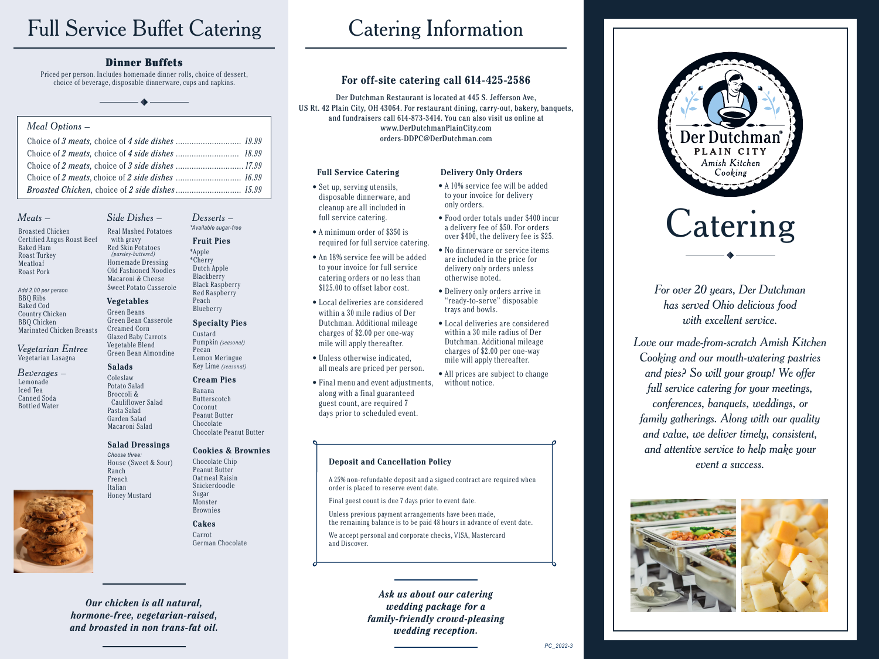# Full Service Buffet Catering

## Dinner Buffets

Priced per person. Includes homemade dinner rolls, choice of dessert, choice of beverage, disposable dinnerware, cups and napkins.

*Meal Options –*

Choice of *3 meats,* choice of *4 side dishes* ............................ *19.99*
Choice of *2 meats,* choice of *4 side dishes* ............................ *18.99*
Choice of *2 meats,* choice of *3 side dishes* ............................ *17.99*
Choice of *2 meats,* choice of *2 side dishes* ............................ *16.99*
*Broasted Chicken,* choice of *2 side dishes* ............................ *15.99*

### *Meats –*

Broasted Chicken
Certified Angus Roast Beef
Baked Ham
Roast Turkey
Meatloaf
Roast Pork

*Add 2.00 per person*
BBQ Ribs
Baked Cod
Country Chicken
BBQ Chicken
Marinated Chicken Breasts

### *Vegetarian Entree*

Vegetarian Lasagna

### *Beverages –*

Lemonade
Iced Tea
Canned Soda
Bottled Water

### *Side Dishes –*

Real Mashed Potatoes with gravy
Red Skin Potatoes *(parsley-buttered)*
Homemade Dressing
Old Fashioned Noodles
Macaroni & Cheese
Sweet Potato Casserole

**Vegetables**

Green Beans
Green Bean Casserole
Creamed Corn
Glazed Baby Carrots
Vegetable Blend
Green Bean Almondine

**Salads**

Coleslaw
Potato Salad
Broccoli & Cauliflower Salad
Pasta Salad
Garden Salad
Macaroni Salad

**Salad Dressings**

*Choose three:*
House (Sweet & Sour)
Ranch
French
Italian
Honey Mustard

### *Desserts –*

*\*Available sugar-free*

**Fruit Pies**

*Apple
*Cherry
Dutch Apple
Blackberry
Black Raspberry
Red Raspberry
Peach
Blueberry

**Specialty Pies**

Custard
Pumpkin *(seasonal)*
Pecan
Lemon Meringue
Key Lime *(seasonal)*

**Cream Pies**

Banana
Butterscotch
Coconut
Peanut Butter
Chocolate
Chocolate Peanut Butter

**Cookies & Brownies**

Chocolate Chip
Peanut Butter
Oatmeal Raisin
Snickerdoodle
Sugar
Monster
Brownies

**Cakes**

Carrot
German Chocolate

***Our chicken is all natural, hormone-free, vegetarian-raised, and broasted in non trans-fat oil.***

# Catering Information

## For off-site catering call 614-425-2586

Der Dutchman Restaurant is located at 445 S. Jefferson Ave, US Rt. 42 Plain City, OH 43064. For restaurant dining, carry-out, bakery, banquets, and fundraisers call 614-873-3414. You can also visit us online at www.DerDutchmanPlainCity.com
orders-DDPC@DerDutchman.com

### Full Service Catering

- Set up, serving utensils, disposable dinnerware, and cleanup are all included in full service catering.
- A minimum order of $350 is required for full service catering.
- An 18% service fee will be added to your invoice for full service catering orders or no less than $125.00 to offset labor cost.
- Local deliveries are considered within a 30 mile radius of Der Dutchman. Additional mileage charges of $2.00 per one-way mile will apply thereafter.
- Unless otherwise indicated, all meals are priced per person.
- Final menu and event adjustments, along with a final guaranteed guest count, are required 7 days prior to scheduled event.

### Delivery Only Orders

- A 10% service fee will be added to your invoice for delivery only orders.
- Food order totals under $400 incur a delivery fee of $50. For orders over $400, the delivery fee is $25.
- No dinnerware or service items are included in the price for delivery only orders unless otherwise noted.
- Delivery only orders arrive in "ready-to-serve" disposable trays and bowls.
- Local deliveries are considered within a 30 mile radius of Der Dutchman. Additional mileage charges of $2.00 per one-way mile will apply thereafter.
- All prices are subject to change without notice.

### Deposit and Cancellation Policy

A 25% non-refundable deposit and a signed contract are required when order is placed to reserve event date.

Final guest count is due 7 days prior to event date.

Unless previous payment arrangements have been made, the remaining balance is to be paid 48 hours in advance of event date.

We accept personal and corporate checks, VISA, Mastercard and Discover.

***Ask us about our catering wedding package for a family-friendly crowd-pleasing wedding reception.***

PC_2022-3

Der Dutchman®
PLAIN CITY
Amish Kitchen Cooking

# Catering

*For over 20 years, Der Dutchman has served Ohio delicious food with excellent service.*

*Love our made-from-scratch Amish Kitchen Cooking and our mouth-watering pastries and pies? So will your group! We offer full service catering for your meetings, conferences, banquets, weddings, or family gatherings. Along with our quality and value, we deliver timely, consistent, and attentive service to help make your event a success.*